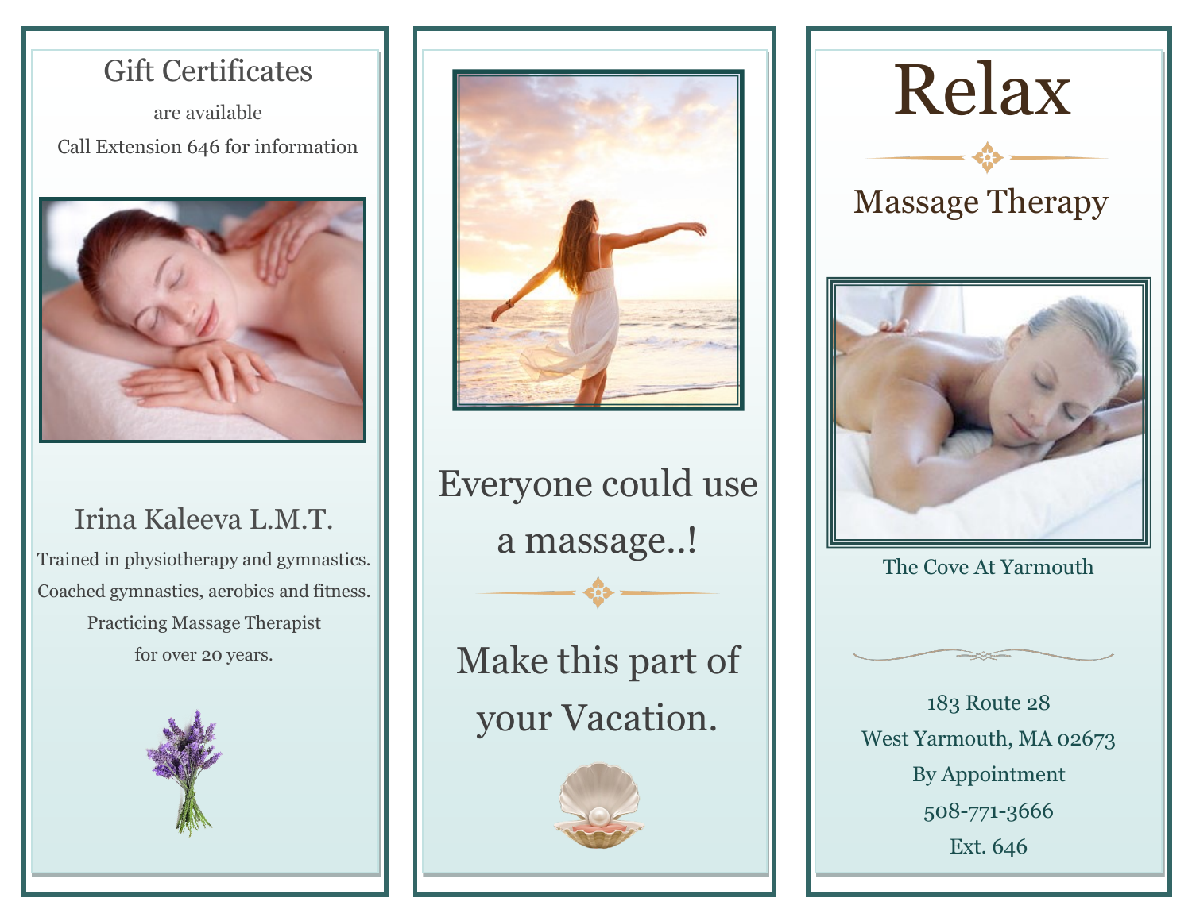## Gift Certificates

are available

Call Extension 646 for information

### Irina Kaleeva L.M.T.

Trained in physiotherapy and gymnastics.

Coached gymnastics, aerobics and fitness.

Practicing Massage Therapist

for over 20 years.

## Everyone could use a massage..!

## Make this part of your Vacation.

# Relax

## Massage Therapy

The Cove At Yarmouth

183 Route 28

West Yarmouth, MA 02673

By Appointment

508-771-3666

Ext. 646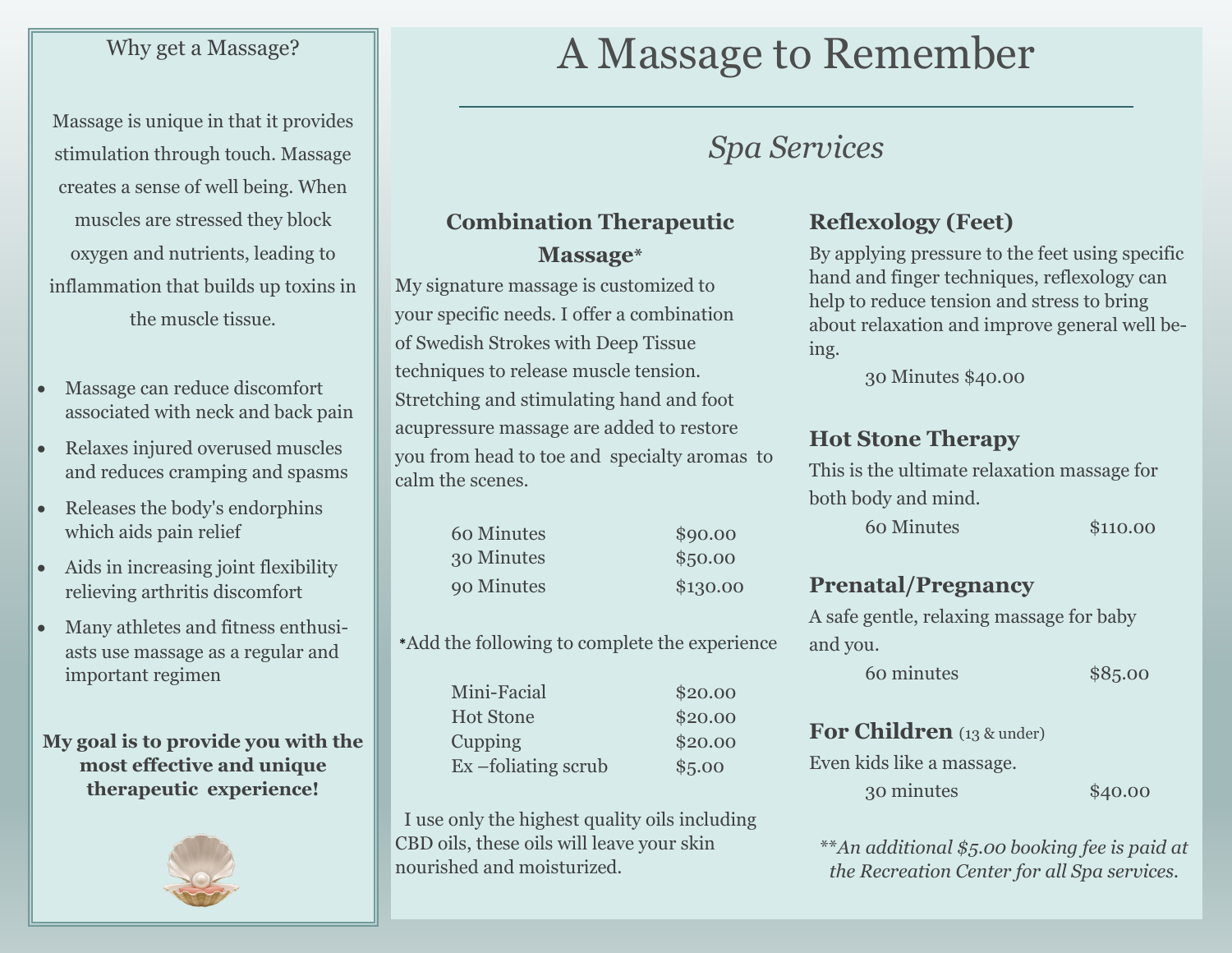## Why get a Massage?

Massage is unique in that it provides stimulation through touch. Massage creates a sense of well being. When muscles are stressed they block oxygen and nutrients, leading to inflammation that builds up toxins in the muscle tissue.

- Massage can reduce discomfort associated with neck and back pain
- Relaxes injured overused muscles and reduces cramping and spasms
- Releases the body's endorphins which aids pain relief
- Aids in increasing joint flexibility relieving arthritis discomfort
- Many athletes and fitness enthusiasts use massage as a regular and important regimen

**My goal is to provide you with the most effective and unique therapeutic experience!**

# A Massage to Remember

## *Spa Services*

### Combination Therapeutic Massage*

My signature massage is customized to your specific needs. I offer a combination of Swedish Strokes with Deep Tissue techniques to release muscle tension. Stretching and stimulating hand and foot acupressure massage are added to restore you from head to toe and specialty aromas to calm the scenes.

| | |
|---|---|
| 60 Minutes | $90.00 |
| 30 Minutes | $50.00 |
| 90 Minutes | $130.00 |

*Add the following to complete the experience

| | |
|---|---|
| Mini-Facial | $20.00 |
| Hot Stone | $20.00 |
| Cupping | $20.00 |
| Ex –foliating scrub | $5.00 |

I use only the highest quality oils including CBD oils, these oils will leave your skin nourished and moisturized.

### Reflexology (Feet)

By applying pressure to the feet using specific hand and finger techniques, reflexology can help to reduce tension and stress to bring about relaxation and improve general well being.

30 Minutes $40.00

### Hot Stone Therapy

This is the ultimate relaxation massage for both body and mind.

60 Minutes $110.00

### Prenatal/Pregnancy

A safe gentle, relaxing massage for baby and you.

60 minutes $85.00

### For Children (13 & under)

Even kids like a massage.

30 minutes $40.00

*\*\*An additional $5.00 booking fee is paid at the Recreation Center for all Spa services.*